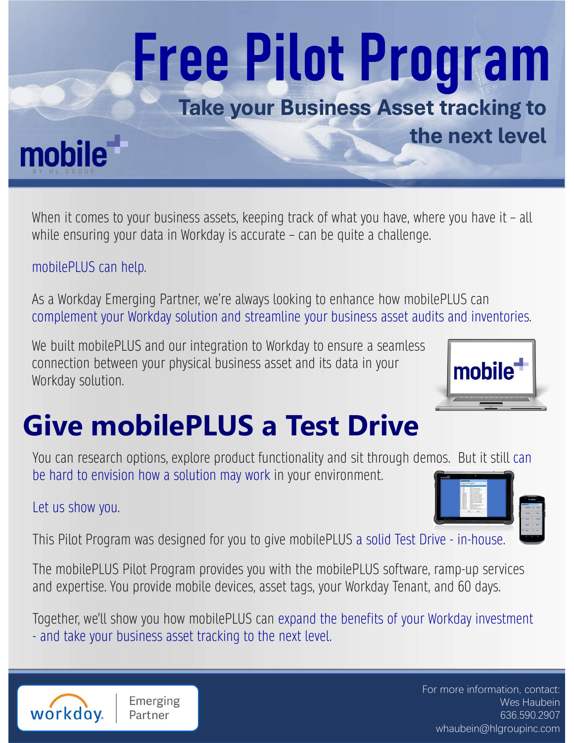# Free Pilot Program

## Take your Business Asset tracking to the next level

mobile+ BY HL GROUP

When it comes to your business assets, keeping track of what you have, where you have it – all while ensuring your data in Workday is accurate – can be quite a challenge.

mobilePLUS can help.

As a Workday Emerging Partner, we're always looking to enhance how mobilePLUS can complement your Workday solution and streamline your business asset audits and inventories.

We built mobilePLUS and our integration to Workday to ensure a seamless connection between your physical business asset and its data in your Workday solution.

# Give mobilePLUS a Test Drive

You can research options, explore product functionality and sit through demos. But it still can be hard to envision how a solution may work in your environment.

Let us show you.

This Pilot Program was designed for you to give mobilePLUS a solid Test Drive - in-house.

The mobilePLUS Pilot Program provides you with the mobilePLUS software, ramp-up services and expertise. You provide mobile devices, asset tags, your Workday Tenant, and 60 days.

Together, we'll show you how mobilePLUS can expand the benefits of your Workday investment - and take your business asset tracking to the next level.

workday. Emerging Partner

For more information, contact:
Wes Haubein
636.590.2907
whaubein@hlgroupinc.com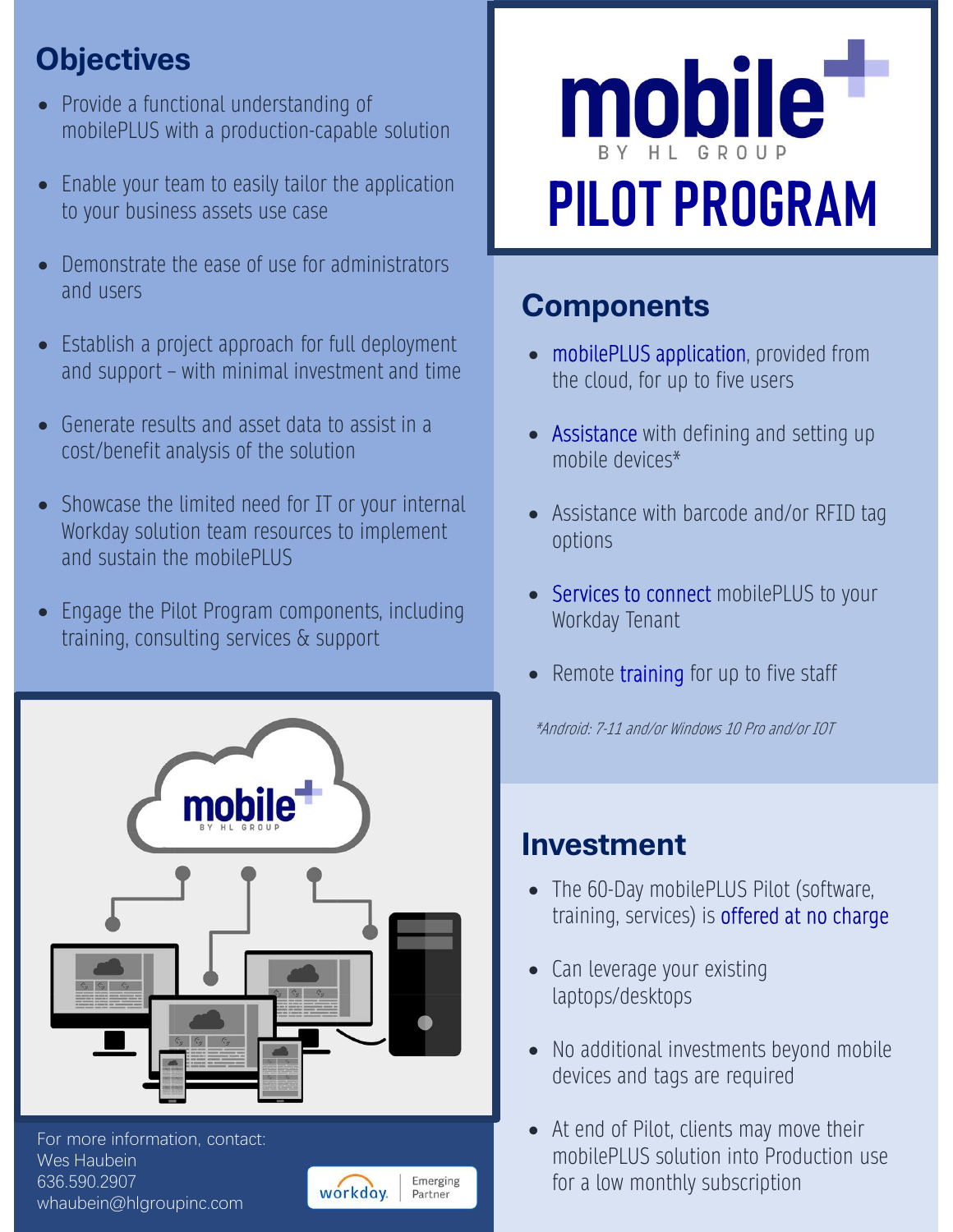## Objectives

- Provide a functional understanding of mobilePLUS with a production-capable solution
- Enable your team to easily tailor the application to your business assets use case
- Demonstrate the ease of use for administrators and users
- Establish a project approach for full deployment and support – with minimal investment and time
- Generate results and asset data to assist in a cost/benefit analysis of the solution
- Showcase the limited need for IT or your internal Workday solution team resources to implement and sustain the mobilePLUS
- Engage the Pilot Program components, including training, consulting services & support

For more information, contact:
Wes Haubein
636.590.2907
whaubein@hlgroupinc.com

workday. Emerging Partner

# mobile+ BY HL GROUP PILOT PROGRAM

## Components

- mobilePLUS application, provided from the cloud, for up to five users
- Assistance with defining and setting up mobile devices*
- Assistance with barcode and/or RFID tag options
- Services to connect mobilePLUS to your Workday Tenant
- Remote training for up to five staff

*\*Android: 7-11 and/or Windows 10 Pro and/or IOT*

## Investment

- The 60-Day mobilePLUS Pilot (software, training, services) is offered at no charge
- Can leverage your existing laptops/desktops
- No additional investments beyond mobile devices and tags are required
- At end of Pilot, clients may move their mobilePLUS solution into Production use for a low monthly subscription